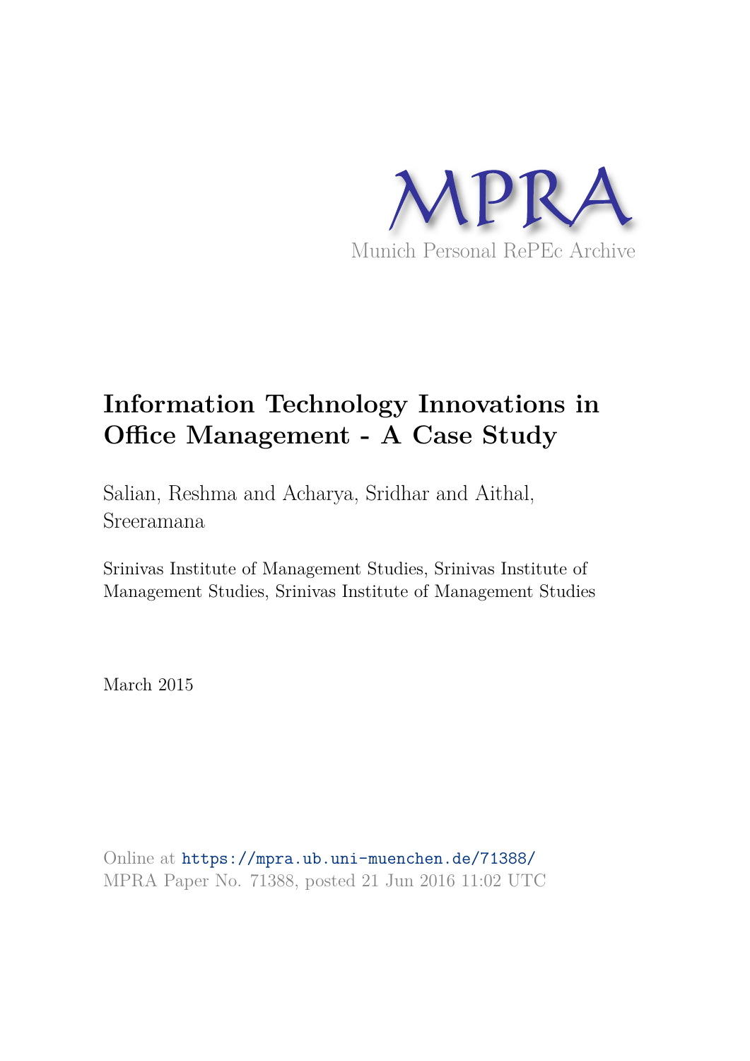MPRA

Munich Personal RePEc Archive

# Information Technology Innovations in Office Management - A Case Study

Salian, Reshma and Acharya, Sridhar and Aithal, Sreeramana

Srinivas Institute of Management Studies, Srinivas Institute of Management Studies, Srinivas Institute of Management Studies

March 2015

Online at https://mpra.ub.uni-muenchen.de/71388/
MPRA Paper No. 71388, posted 21 Jun 2016 11:02 UTC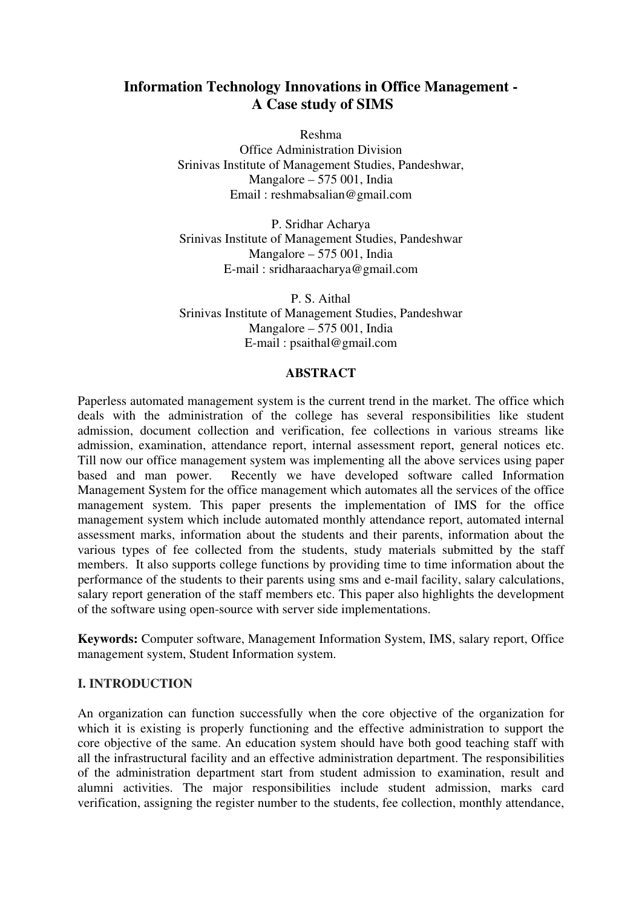# Information Technology Innovations in Office Management - A Case study of SIMS

Reshma
Office Administration Division
Srinivas Institute of Management Studies, Pandeshwar,
Mangalore – 575 001, India
Email : reshmabsalian@gmail.com

P. Sridhar Acharya
Srinivas Institute of Management Studies, Pandeshwar
Mangalore – 575 001, India
E-mail : sridharaacharya@gmail.com

P. S. Aithal
Srinivas Institute of Management Studies, Pandeshwar
Mangalore – 575 001, India
E-mail : psaithal@gmail.com

## ABSTRACT

Paperless automated management system is the current trend in the market. The office which deals with the administration of the college has several responsibilities like student admission, document collection and verification, fee collections in various streams like admission, examination, attendance report, internal assessment report, general notices etc. Till now our office management system was implementing all the above services using paper based and man power. Recently we have developed software called Information Management System for the office management which automates all the services of the office management system. This paper presents the implementation of IMS for the office management system which include automated monthly attendance report, automated internal assessment marks, information about the students and their parents, information about the various types of fee collected from the students, study materials submitted by the staff members. It also supports college functions by providing time to time information about the performance of the students to their parents using sms and e-mail facility, salary calculations, salary report generation of the staff members etc. This paper also highlights the development of the software using open-source with server side implementations.

**Keywords:** Computer software, Management Information System, IMS, salary report, Office management system, Student Information system.

## I. INTRODUCTION

An organization can function successfully when the core objective of the organization for which it is existing is properly functioning and the effective administration to support the core objective of the same. An education system should have both good teaching staff with all the infrastructural facility and an effective administration department. The responsibilities of the administration department start from student admission to examination, result and alumni activities. The major responsibilities include student admission, marks card verification, assigning the register number to the students, fee collection, monthly attendance,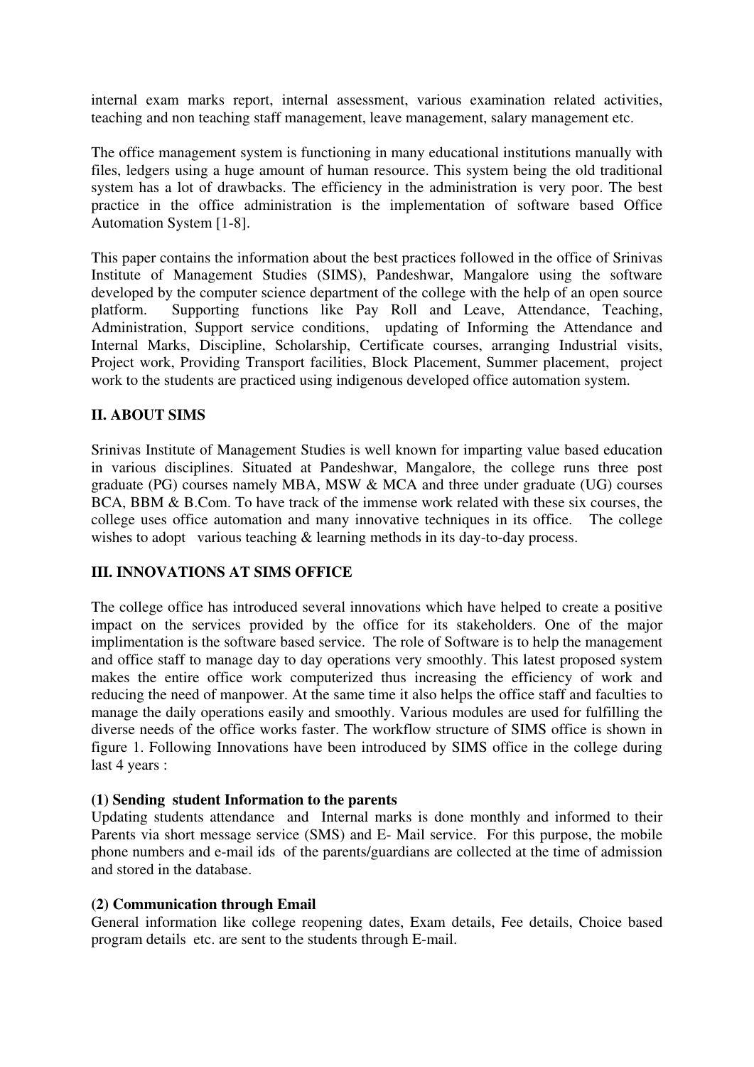internal exam marks report, internal assessment, various examination related activities, teaching and non teaching staff management, leave management, salary management etc.

The office management system is functioning in many educational institutions manually with files, ledgers using a huge amount of human resource. This system being the old traditional system has a lot of drawbacks. The efficiency in the administration is very poor. The best practice in the office administration is the implementation of software based Office Automation System [1-8].

This paper contains the information about the best practices followed in the office of Srinivas Institute of Management Studies (SIMS), Pandeshwar, Mangalore using the software developed by the computer science department of the college with the help of an open source platform. Supporting functions like Pay Roll and Leave, Attendance, Teaching, Administration, Support service conditions, updating of Informing the Attendance and Internal Marks, Discipline, Scholarship, Certificate courses, arranging Industrial visits, Project work, Providing Transport facilities, Block Placement, Summer placement, project work to the students are practiced using indigenous developed office automation system.

## II. ABOUT SIMS

Srinivas Institute of Management Studies is well known for imparting value based education in various disciplines. Situated at Pandeshwar, Mangalore, the college runs three post graduate (PG) courses namely MBA, MSW & MCA and three under graduate (UG) courses BCA, BBM & B.Com. To have track of the immense work related with these six courses, the college uses office automation and many innovative techniques in its office. The college wishes to adopt various teaching & learning methods in its day-to-day process.

## III. INNOVATIONS AT SIMS OFFICE

The college office has introduced several innovations which have helped to create a positive impact on the services provided by the office for its stakeholders. One of the major implimentation is the software based service. The role of Software is to help the management and office staff to manage day to day operations very smoothly. This latest proposed system makes the entire office work computerized thus increasing the efficiency of work and reducing the need of manpower. At the same time it also helps the office staff and faculties to manage the daily operations easily and smoothly. Various modules are used for fulfilling the diverse needs of the office works faster. The workflow structure of SIMS office is shown in figure 1. Following Innovations have been introduced by SIMS office in the college during last 4 years :

### (1) Sending student Information to the parents

Updating students attendance and Internal marks is done monthly and informed to their Parents via short message service (SMS) and E- Mail service. For this purpose, the mobile phone numbers and e-mail ids of the parents/guardians are collected at the time of admission and stored in the database.

### (2) Communication through Email

General information like college reopening dates, Exam details, Fee details, Choice based program details etc. are sent to the students through E-mail.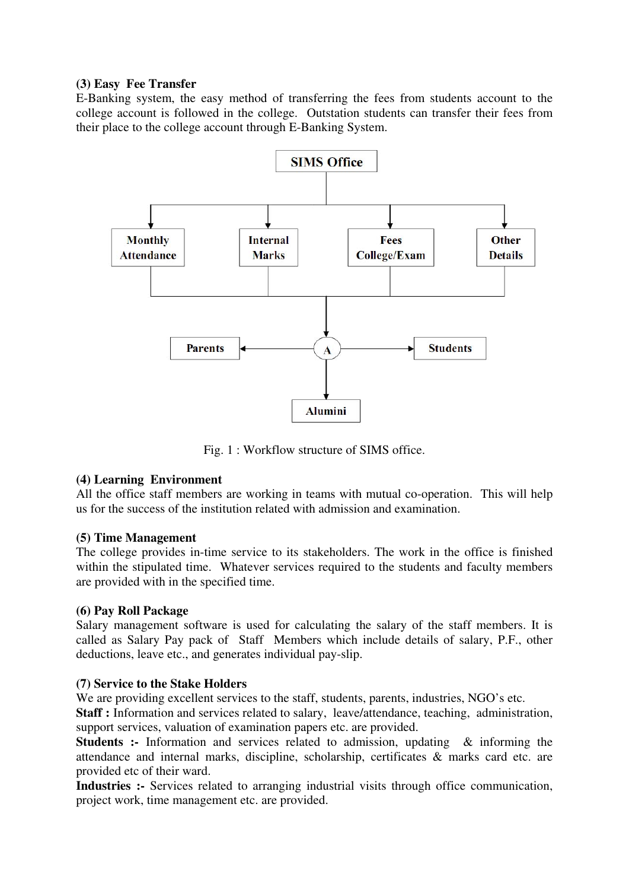**(3) Easy Fee Transfer**

E-Banking system, the easy method of transferring the fees from students account to the college account is followed in the college. Outstation students can transfer their fees from their place to the college account through E-Banking System.

Fig. 1 : Workflow structure of SIMS office.

**(4) Learning Environment**

All the office staff members are working in teams with mutual co-operation. This will help us for the success of the institution related with admission and examination.

**(5) Time Management**

The college provides in-time service to its stakeholders. The work in the office is finished within the stipulated time. Whatever services required to the students and faculty members are provided with in the specified time.

**(6) Pay Roll Package**

Salary management software is used for calculating the salary of the staff members. It is called as Salary Pay pack of Staff Members which include details of salary, P.F., other deductions, leave etc., and generates individual pay-slip.

**(7) Service to the Stake Holders**

We are providing excellent services to the staff, students, parents, industries, NGO's etc.

**Staff :** Information and services related to salary, leave/attendance, teaching, administration, support services, valuation of examination papers etc. are provided.

**Students :-** Information and services related to admission, updating & informing the attendance and internal marks, discipline, scholarship, certificates & marks card etc. are provided etc of their ward.

**Industries :-** Services related to arranging industrial visits through office communication, project work, time management etc. are provided.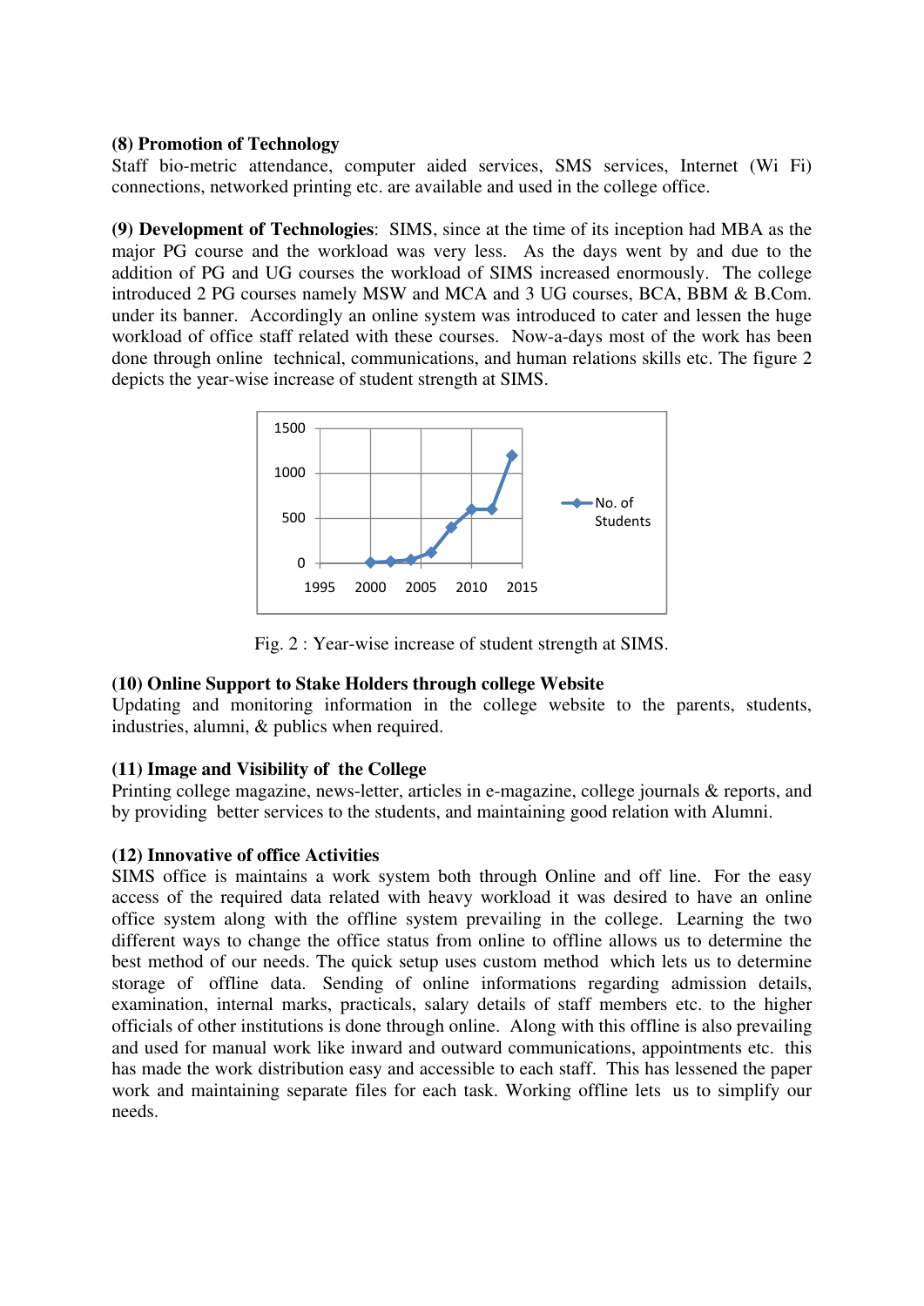**(8) Promotion of Technology**
Staff bio-metric attendance, computer aided services, SMS services, Internet (Wi Fi) connections, networked printing etc. are available and used in the college office.

**(9) Development of Technologies**: SIMS, since at the time of its inception had MBA as the major PG course and the workload was very less. As the days went by and due to the addition of PG and UG courses the workload of SIMS increased enormously. The college introduced 2 PG courses namely MSW and MCA and 3 UG courses, BCA, BBM & B.Com. under its banner. Accordingly an online system was introduced to cater and lessen the huge workload of office staff related with these courses. Now-a-days most of the work has been done through online technical, communications, and human relations skills etc. The figure 2 depicts the year-wise increase of student strength at SIMS.

Fig. 2 : Year-wise increase of student strength at SIMS.

**(10) Online Support to Stake Holders through college Website**
Updating and monitoring information in the college website to the parents, students, industries, alumni, & publics when required.

**(11) Image and Visibility of the College**
Printing college magazine, news-letter, articles in e-magazine, college journals & reports, and by providing better services to the students, and maintaining good relation with Alumni.

**(12) Innovative of office Activities**
SIMS office is maintains a work system both through Online and off line. For the easy access of the required data related with heavy workload it was desired to have an online office system along with the offline system prevailing in the college. Learning the two different ways to change the office status from online to offline allows us to determine the best method of our needs. The quick setup uses custom method which lets us to determine storage of offline data. Sending of online informations regarding admission details, examination, internal marks, practicals, salary details of staff members etc. to the higher officials of other institutions is done through online. Along with this offline is also prevailing and used for manual work like inward and outward communications, appointments etc. this has made the work distribution easy and accessible to each staff. This has lessened the paper work and maintaining separate files for each task. Working offline lets us to simplify our needs.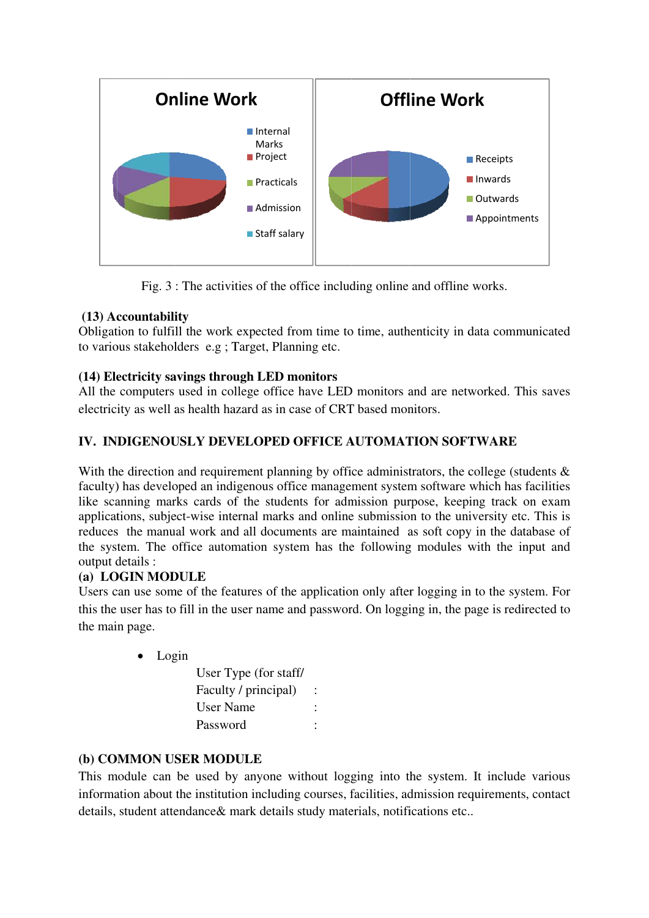Fig. 3 : The activities of the office including online and offline works.

**(13) Accountability**

Obligation to fulfill the work expected from time to time, authenticity in data communicated to various stakeholders e.g ; Target, Planning etc.

**(14) Electricity savings through LED monitors**

All the computers used in college office have LED monitors and are networked. This saves electricity as well as health hazard as in case of CRT based monitors.

## IV. INDIGENOUSLY DEVELOPED OFFICE AUTOMATION SOFTWARE

With the direction and requirement planning by office administrators, the college (students & faculty) has developed an indigenous office management system software which has facilities like scanning marks cards of the students for admission purpose, keeping track on exam applications, subject-wise internal marks and online submission to the university etc. This is reduces the manual work and all documents are maintained as soft copy in the database of the system. The office automation system has the following modules with the input and output details :

**(a) LOGIN MODULE**

Users can use some of the features of the application only after logging in to the system. For this the user has to fill in the user name and password. On logging in, the page is redirected to the main page.

- Login

  User Type (for staff/ Faculty / principal) :
  User Name :
  Password :

**(b) COMMON USER MODULE**

This module can be used by anyone without logging into the system. It include various information about the institution including courses, facilities, admission requirements, contact details, student attendance& mark details study materials, notifications etc..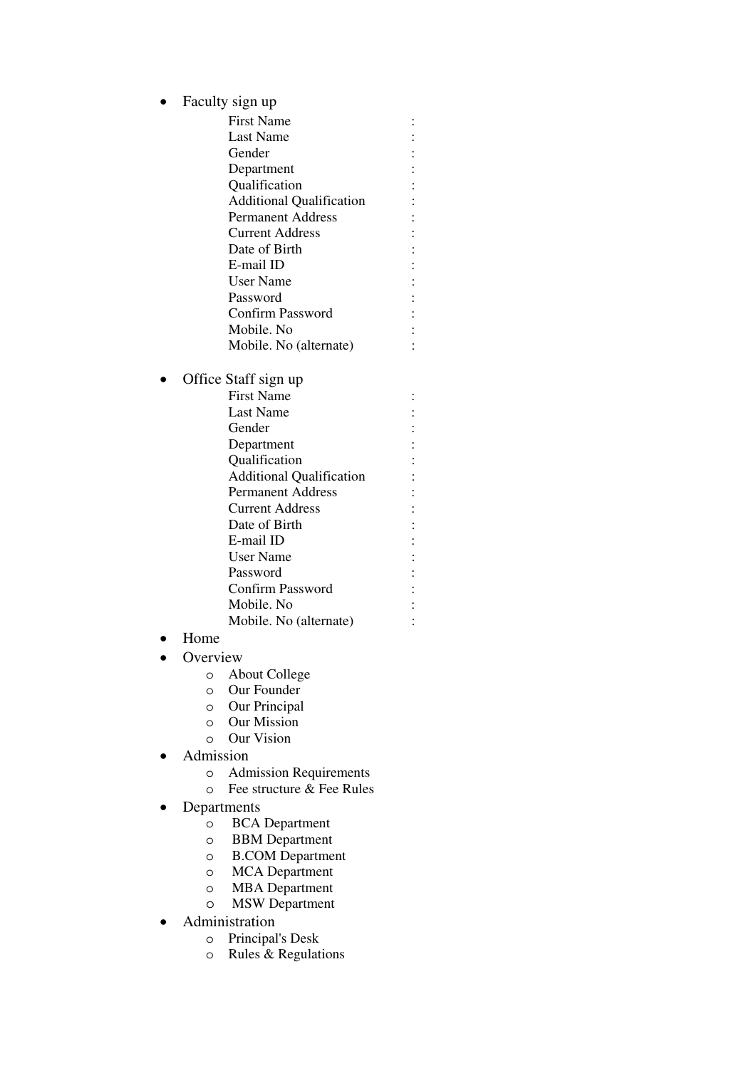- Faculty sign up
  - First Name :
  - Last Name :
  - Gender :
  - Department :
  - Qualification :
  - Additional Qualification :
  - Permanent Address :
  - Current Address :
  - Date of Birth :
  - E-mail ID :
  - User Name :
  - Password :
  - Confirm Password :
  - Mobile. No :
  - Mobile. No (alternate) :

- Office Staff sign up
  - First Name :
  - Last Name :
  - Gender :
  - Department :
  - Qualification :
  - Additional Qualification :
  - Permanent Address :
  - Current Address :
  - Date of Birth :
  - E-mail ID :
  - User Name :
  - Password :
  - Confirm Password :
  - Mobile. No :
  - Mobile. No (alternate) :
- Home
- Overview
  - About College
  - Our Founder
  - Our Principal
  - Our Mission
  - Our Vision
- Admission
  - Admission Requirements
  - Fee structure & Fee Rules
- Departments
  - BCA Department
  - BBM Department
  - B.COM Department
  - MCA Department
  - MBA Department
  - MSW Department
- Administration
  - Principal's Desk
  - Rules & Regulations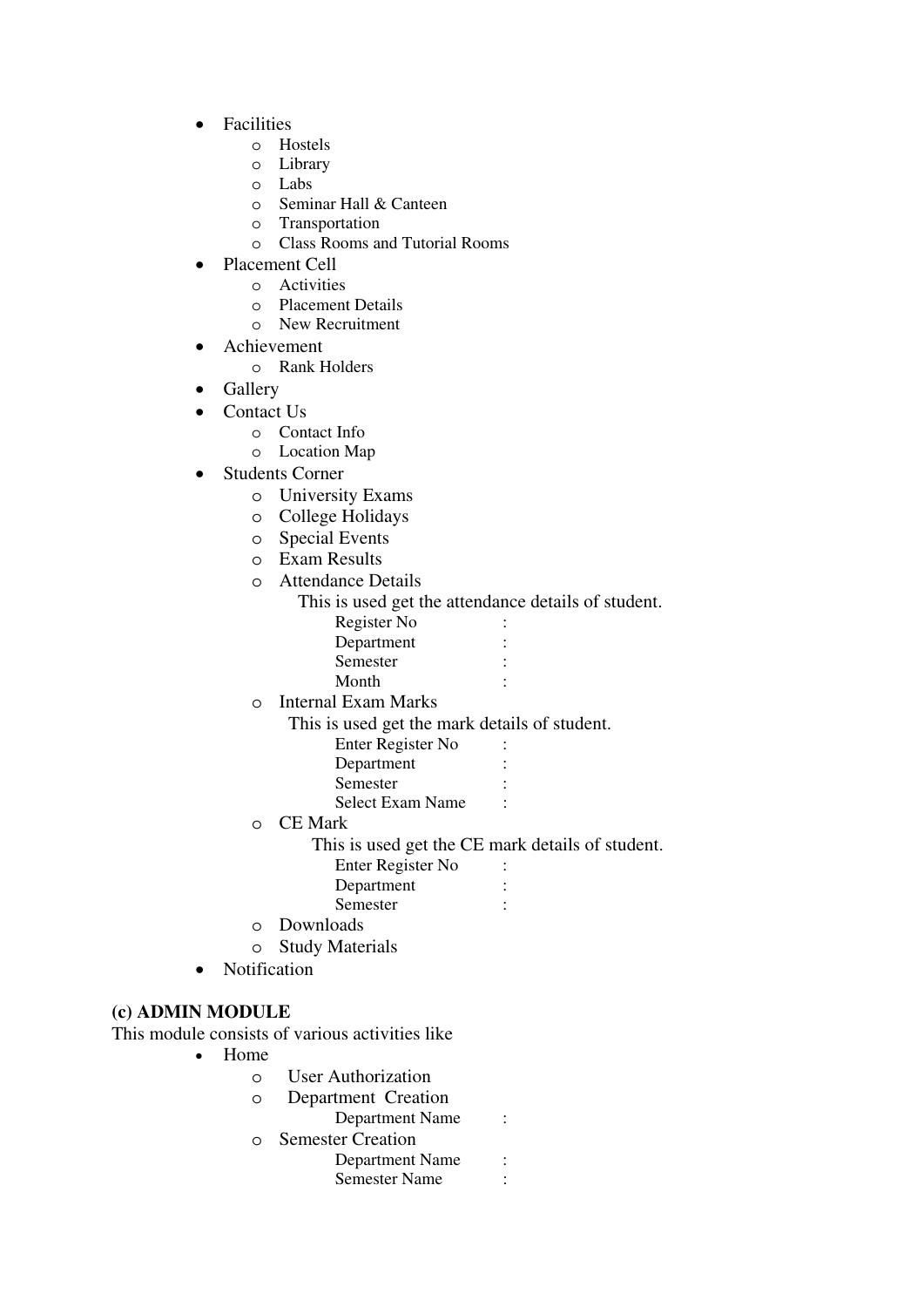- Facilities
    - Hostels
    - Library
    - Labs
    - Seminar Hall & Canteen
    - Transportation
    - Class Rooms and Tutorial Rooms
- Placement Cell
    - Activities
    - Placement Details
    - New Recruitment
- Achievement
    - Rank Holders
- Gallery
- Contact Us
    - Contact Info
    - Location Map
- Students Corner
    - University Exams
    - College Holidays
    - Special Events
    - Exam Results
    - Attendance Details

      This is used get the attendance details of student.

      Register No :
      Department :
      Semester :
      Month :
    - Internal Exam Marks

      This is used get the mark details of student.

      Enter Register No :
      Department :
      Semester :
      Select Exam Name :
    - CE Mark

      This is used get the CE mark details of student.

      Enter Register No :
      Department :
      Semester :
    - Downloads
    - Study Materials
- Notification

**(c) ADMIN MODULE**

This module consists of various activities like

- Home
    - User Authorization
    - Department Creation

      Department Name :
    - Semester Creation

      Department Name :
      Semester Name :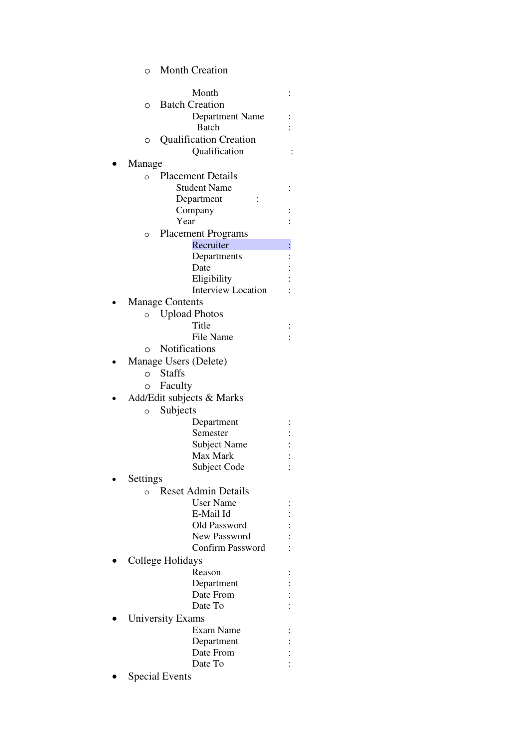- Month Creation

  Month :

- Batch Creation

  Department Name :
  Batch :

- Qualification Creation

  Qualification :

- Manage
  - Placement Details

    Student Name :
    Department :
    Company :
    Year :

  - Placement Programs

    Recruiter :
    Departments :
    Date :
    Eligibility :
    Interview Location :

- Manage Contents
  - Upload Photos

    Title :
    File Name :

  - Notifications
- Manage Users (Delete)
  - Staffs
  - Faculty
- Add/Edit subjects & Marks
  - Subjects

    Department :
    Semester :
    Subject Name :
    Max Mark :
    Subject Code :

- Settings
  - Reset Admin Details

    User Name :
    E-Mail Id :
    Old Password :
    New Password :
    Confirm Password :

- College Holidays

  Reason :
  Department :
  Date From :
  Date To :

- University Exams

  Exam Name :
  Department :
  Date From :
  Date To :

- Special Events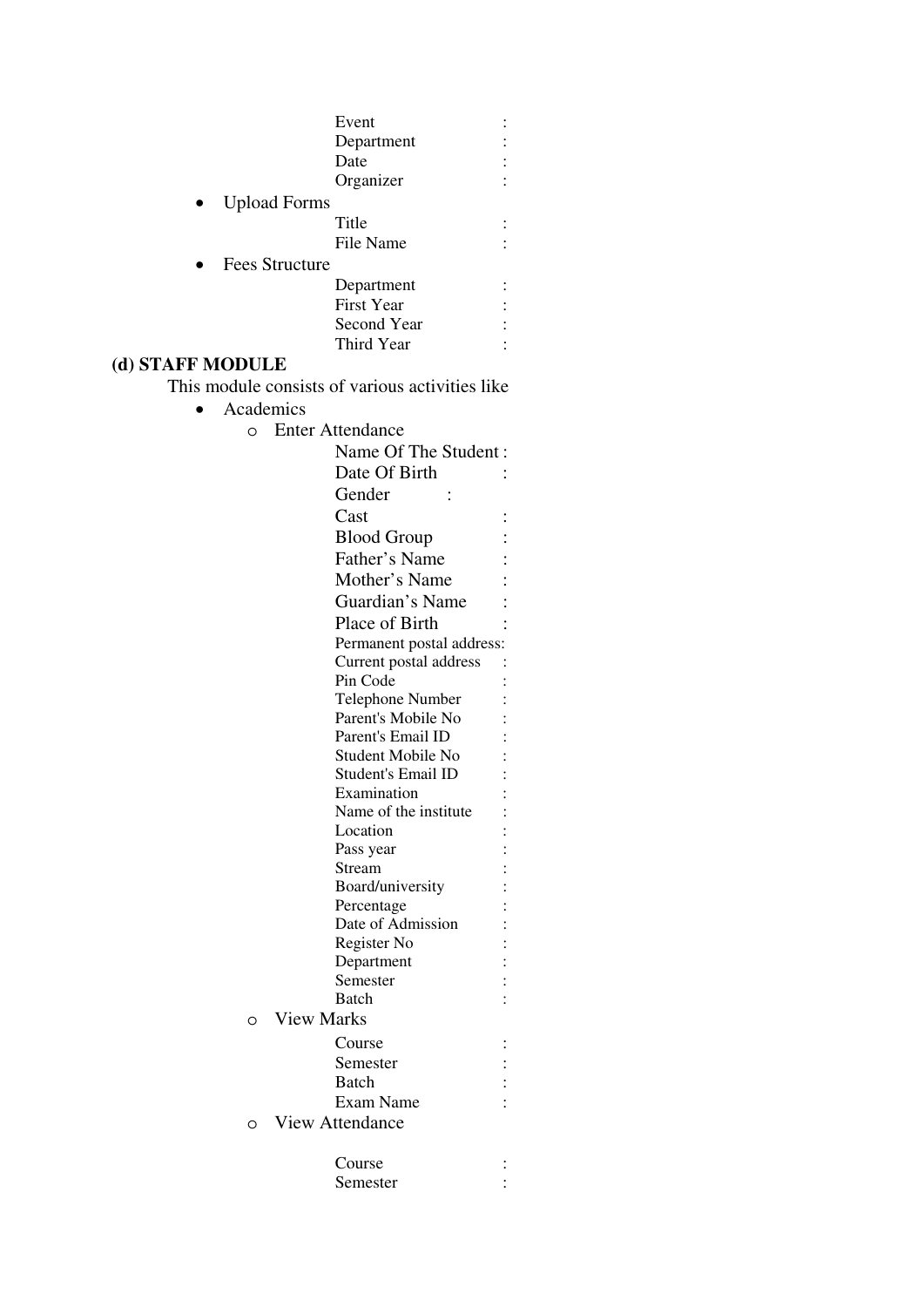Event :
Department :
Date :
Organizer :

- Upload Forms

Title :
File Name :

- Fees Structure

Department :
First Year :
Second Year :
Third Year :

**(d) STAFF MODULE**

This module consists of various activities like

- Academics
  - Enter Attendance

    Name Of The Student :
    Date Of Birth :
    Gender :
    Cast :
    Blood Group :
    Father's Name :
    Mother's Name :
    Guardian's Name :
    Place of Birth :
    Permanent postal address:
    Current postal address :
    Pin Code :
    Telephone Number :
    Parent's Mobile No :
    Parent's Email ID :
    Student Mobile No :
    Student's Email ID :
    Examination :
    Name of the institute :
    Location :
    Pass year :
    Stream :
    Board/university :
    Percentage :
    Date of Admission :
    Register No :
    Department :
    Semester :
    Batch :

  - View Marks

    Course :
    Semester :
    Batch :
    Exam Name :

  - View Attendance

    Course :
    Semester :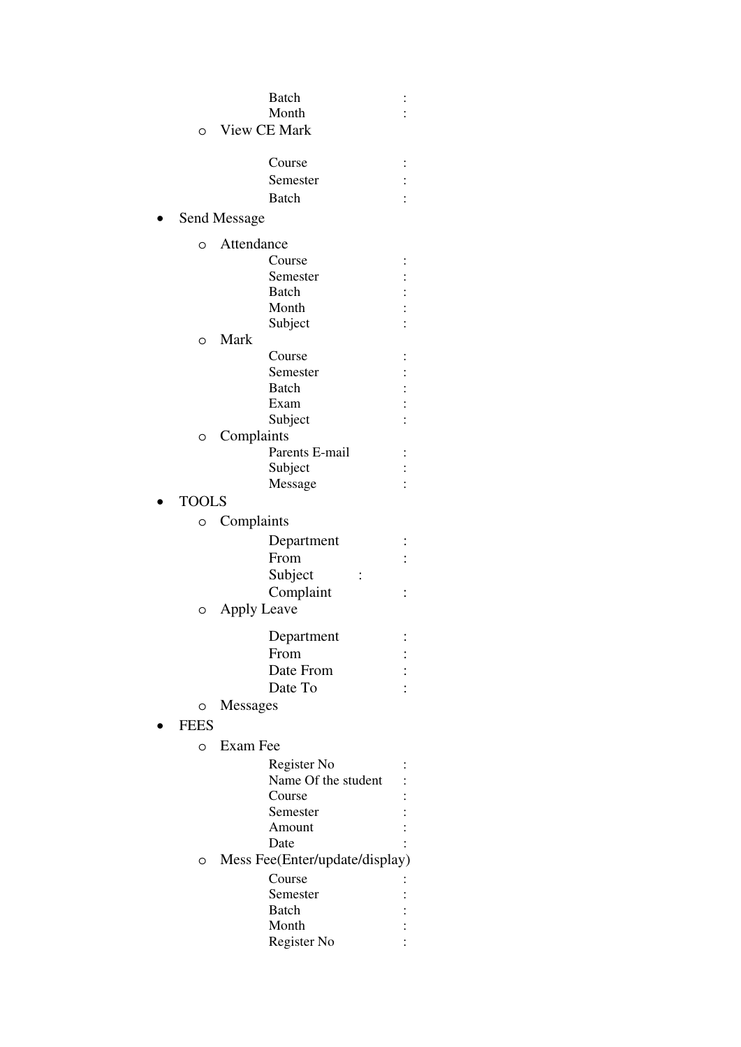Batch :
Month :

- View CE Mark

  Course :
  Semester :
  Batch :

- Send Message
  - Attendance
    Course :
    Semester :
    Batch :
    Month :
    Subject :
  - Mark
    Course :
    Semester :
    Batch :
    Exam :
    Subject :
  - Complaints
    Parents E-mail :
    Subject :
    Message :
- TOOLS
  - Complaints
    Department :
    From :
    Subject :
    Complaint :
  - Apply Leave

    Department :
    From :
    Date From :
    Date To :
  - Messages
- FEES
  - Exam Fee
    Register No :
    Name Of the student :
    Course :
    Semester :
    Amount :
    Date :
  - Mess Fee(Enter/update/display)
    Course :
    Semester :
    Batch :
    Month :
    Register No :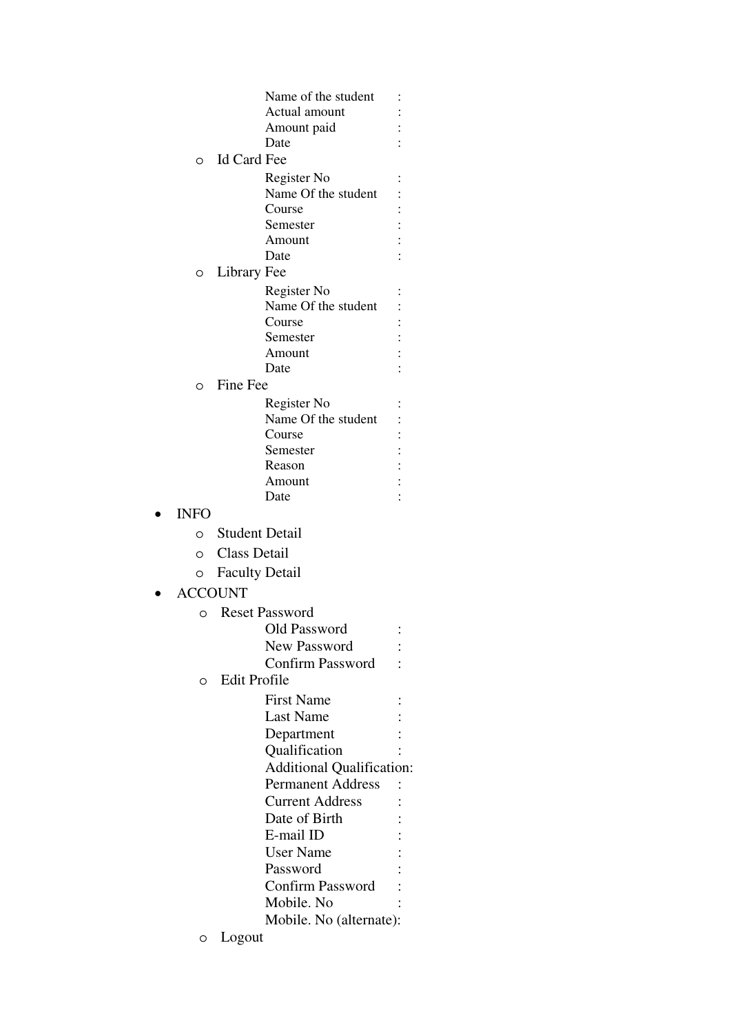Name of the student :
Actual amount :
Amount paid :
Date :

- Id Card Fee

  Register No :
  Name Of the student :
  Course :
  Semester :
  Amount :
  Date :

- Library Fee

  Register No :
  Name Of the student :
  Course :
  Semester :
  Amount :
  Date :

- Fine Fee

  Register No :
  Name Of the student :
  Course :
  Semester :
  Reason :
  Amount :
  Date :

- INFO
  - Student Detail
  - Class Detail
  - Faculty Detail
- ACCOUNT
  - Reset Password

    Old Password :
    New Password :
    Confirm Password :

  - Edit Profile

    First Name :
    Last Name :
    Department :
    Qualification :
    Additional Qualification:
    Permanent Address :
    Current Address :
    Date of Birth :
    E-mail ID :
    User Name :
    Password :
    Confirm Password :
    Mobile. No :
    Mobile. No (alternate):

  - Logout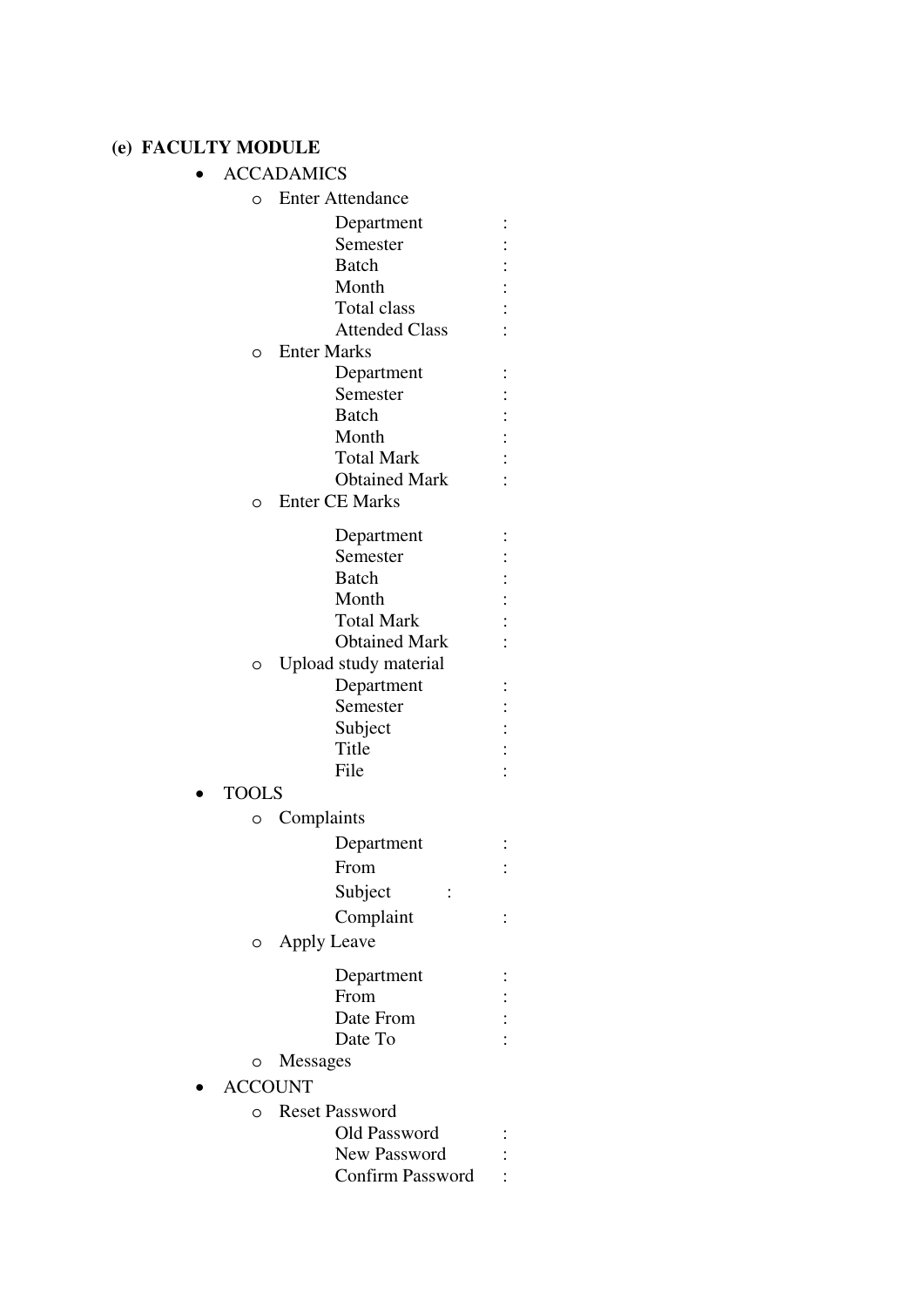**(e) FACULTY MODULE**

- ACCADAMICS
  - Enter Attendance
    - Department :
    - Semester :
    - Batch :
    - Month :
    - Total class :
    - Attended Class :
  - Enter Marks
    - Department :
    - Semester :
    - Batch :
    - Month :
    - Total Mark :
    - Obtained Mark :
  - Enter CE Marks
    - Department :
    - Semester :
    - Batch :
    - Month :
    - Total Mark :
    - Obtained Mark :
  - Upload study material
    - Department :
    - Semester :
    - Subject :
    - Title :
    - File :
- TOOLS
  - Complaints
    - Department :
    - From :
    - Subject :
    - Complaint :
  - Apply Leave
    - Department :
    - From :
    - Date From :
    - Date To :
  - Messages
- ACCOUNT
  - Reset Password
    - Old Password :
    - New Password :
    - Confirm Password :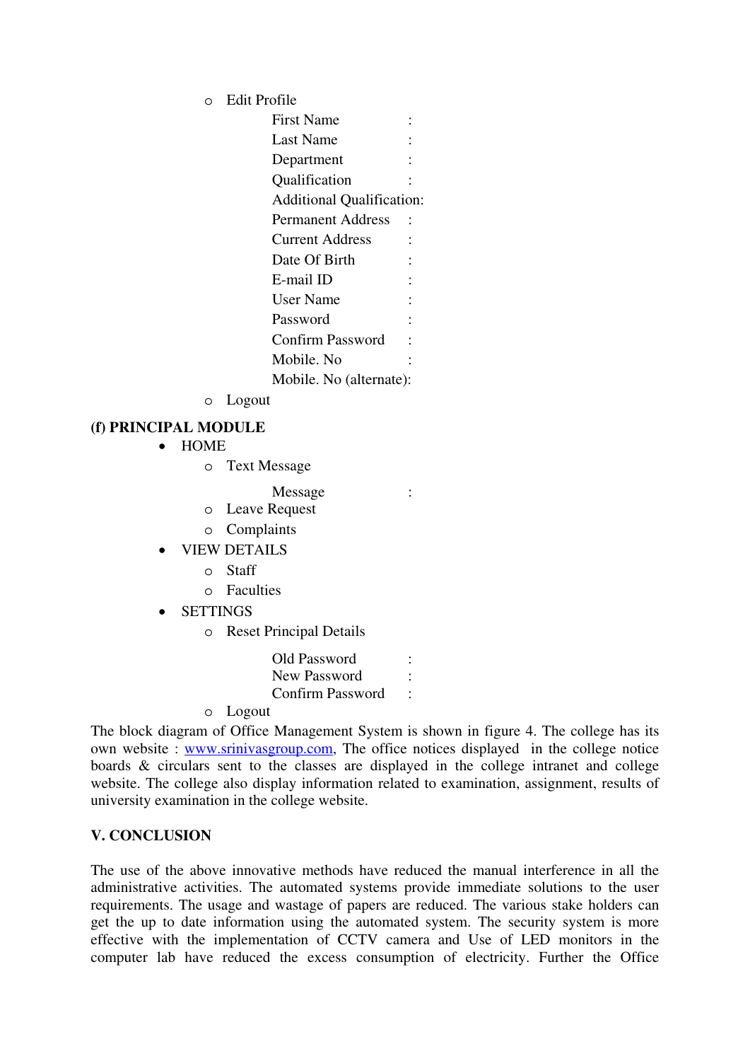- Edit Profile

  First Name :
  Last Name :
  Department :
  Qualification :
  Additional Qualification:
  Permanent Address :
  Current Address :
  Date Of Birth :
  E-mail ID :
  User Name :
  Password :
  Confirm Password :
  Mobile. No :
  Mobile. No (alternate):

- Logout

**(f) PRINCIPAL MODULE**

- HOME
  - Text Message

    Message :

  - Leave Request
  - Complaints
- VIEW DETAILS
  - Staff
  - Faculties
- SETTINGS
  - Reset Principal Details

    Old Password :
    New Password :
    Confirm Password :

  - Logout

The block diagram of Office Management System is shown in figure 4. The college has its own website : www.srinivasgroup.com, The office notices displayed in the college notice boards & circulars sent to the classes are displayed in the college intranet and college website. The college also display information related to examination, assignment, results of university examination in the college website.

## V. CONCLUSION

The use of the above innovative methods have reduced the manual interference in all the administrative activities. The automated systems provide immediate solutions to the user requirements. The usage and wastage of papers are reduced. The various stake holders can get the up to date information using the automated system. The security system is more effective with the implementation of CCTV camera and Use of LED monitors in the computer lab have reduced the excess consumption of electricity. Further the Office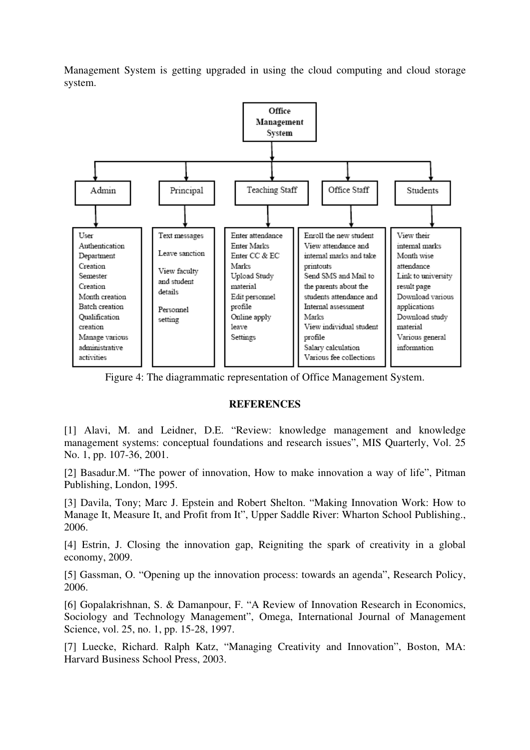Management System is getting upgraded in using the cloud computing and cloud storage system.

| Office Management System | | | | |
|---|---|---|---|---|
| Admin | Principal | Teaching Staff | Office Staff | Students |
| User Authentication<br>Department Creation<br>Semester Creation<br>Month creation<br>Batch creation<br>Qualification creation<br>Manage various administrative activities | Text messages<br>Leave sanction<br>View faculty and student details<br>Personnel setting | Enter attendance<br>Enter Marks<br>Enter CC & EC Marks<br>Upload Study material<br>Edit personnel profile<br>Online apply leave<br>Settings | Enroll the new student<br>View attendance and internal marks and take printouts<br>Send SMS and Mail to the parents about the students attendance and Internal assessment Marks<br>View individual student profile<br>Salary calculation<br>Various fee collections | View their internal marks<br>Month wise attendance<br>Link to university result page<br>Download various applications<br>Download study material<br>Various general information |

Figure 4: The diagrammatic representation of Office Management System.

## REFERENCES

[1] Alavi, M. and Leidner, D.E. "Review: knowledge management and knowledge management systems: conceptual foundations and research issues", MIS Quarterly, Vol. 25 No. 1, pp. 107-36, 2001.

[2] Basadur.M. "The power of innovation, How to make innovation a way of life", Pitman Publishing, London, 1995.

[3] Davila, Tony; Marc J. Epstein and Robert Shelton. "Making Innovation Work: How to Manage It, Measure It, and Profit from It", Upper Saddle River: Wharton School Publishing., 2006.

[4] Estrin, J. Closing the innovation gap, Reigniting the spark of creativity in a global economy, 2009.

[5] Gassman, O. "Opening up the innovation process: towards an agenda", Research Policy, 2006.

[6] Gopalakrishnan, S. & Damanpour, F. "A Review of Innovation Research in Economics, Sociology and Technology Management", Omega, International Journal of Management Science, vol. 25, no. 1, pp. 15-28, 1997.

[7] Luecke, Richard. Ralph Katz, "Managing Creativity and Innovation", Boston, MA: Harvard Business School Press, 2003.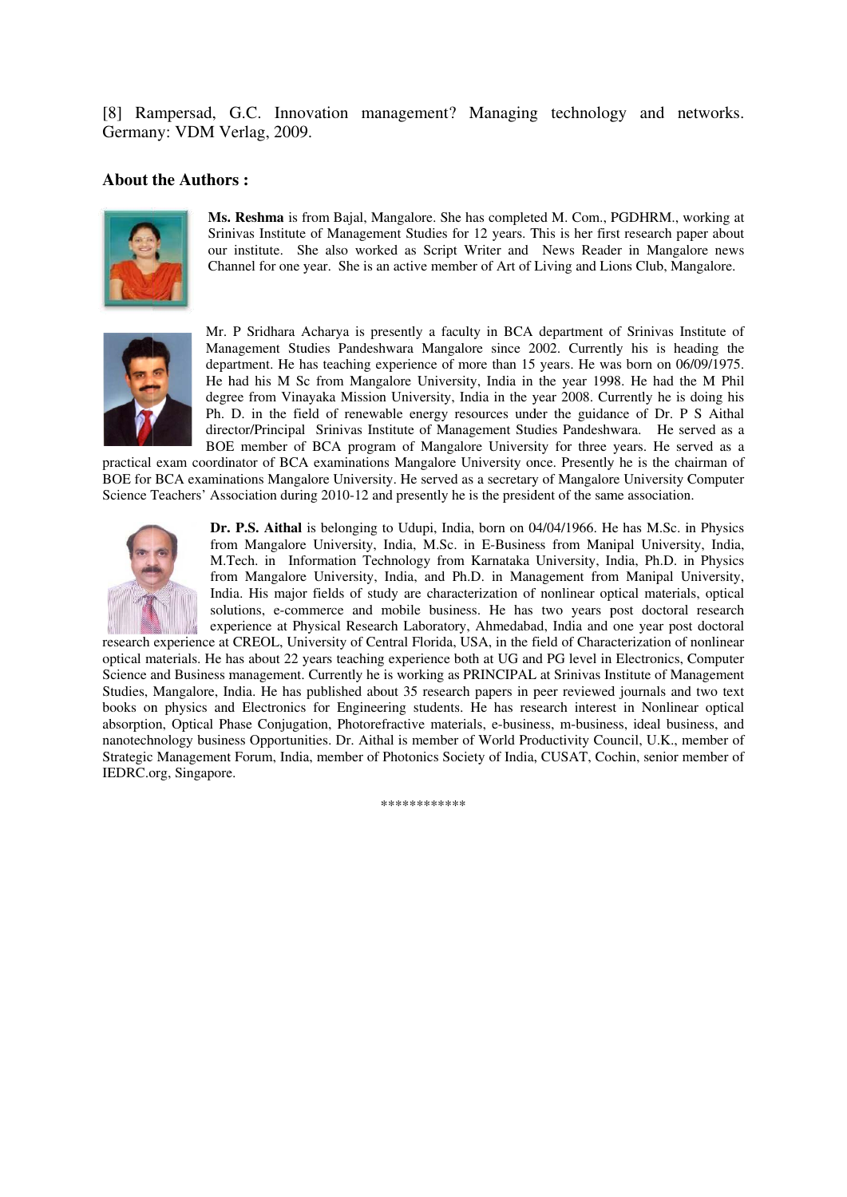[8] Rampersad, G.C. Innovation management? Managing technology and networks. Germany: VDM Verlag, 2009.

### About the Authors :

**Ms. Reshma** is from Bajal, Mangalore. She has completed M. Com., PGDHRM., working at Srinivas Institute of Management Studies for 12 years. This is her first research paper about our institute. She also worked as Script Writer and News Reader in Mangalore news Channel for one year. She is an active member of Art of Living and Lions Club, Mangalore.

Mr. P Sridhara Acharya is presently a faculty in BCA department of Srinivas Institute of Management Studies Pandeshwara Mangalore since 2002. Currently his is heading the department. He has teaching experience of more than 15 years. He was born on 06/09/1975. He had his M Sc from Mangalore University, India in the year 1998. He had the M Phil degree from Vinayaka Mission University, India in the year 2008. Currently he is doing his Ph. D. in the field of renewable energy resources under the guidance of Dr. P S Aithal director/Principal Srinivas Institute of Management Studies Pandeshwara. He served as a BOE member of BCA program of Mangalore University for three years. He served as a practical exam coordinator of BCA examinations Mangalore University once. Presently he is the chairman of BOE for BCA examinations Mangalore University. He served as a secretary of Mangalore University Computer Science Teachers' Association during 2010-12 and presently he is the president of the same association.

**Dr. P.S. Aithal** is belonging to Udupi, India, born on 04/04/1966. He has M.Sc. in Physics from Mangalore University, India, M.Sc. in E-Business from Manipal University, India, M.Tech. in Information Technology from Karnataka University, India, Ph.D. in Physics from Mangalore University, India, and Ph.D. in Management from Manipal University, India. His major fields of study are characterization of nonlinear optical materials, optical solutions, e-commerce and mobile business. He has two years post doctoral research experience at Physical Research Laboratory, Ahmedabad, India and one year post doctoral research experience at CREOL, University of Central Florida, USA, in the field of Characterization of nonlinear optical materials. He has about 22 years teaching experience both at UG and PG level in Electronics, Computer Science and Business management. Currently he is working as PRINCIPAL at Srinivas Institute of Management Studies, Mangalore, India. He has published about 35 research papers in peer reviewed journals and two text books on physics and Electronics for Engineering students. He has research interest in Nonlinear optical absorption, Optical Phase Conjugation, Photorefractive materials, e-business, m-business, ideal business, and nanotechnology business Opportunities. Dr. Aithal is member of World Productivity Council, U.K., member of Strategic Management Forum, India, member of Photonics Society of India, CUSAT, Cochin, senior member of IEDRC.org, Singapore.

************